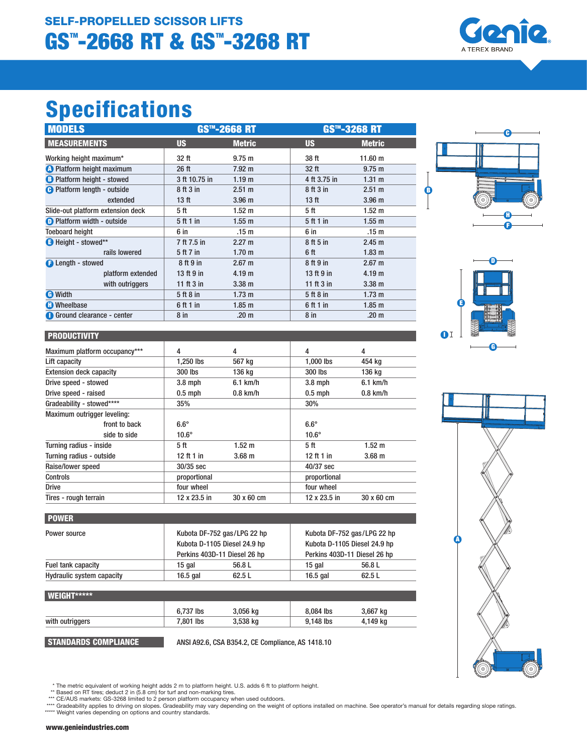SELF-PROPELLED SCISSOR LIFTS

# GS™-2668 RT & GS™-3268 RT

## Specifications

| MODELS | GS™-2668 RT | | GS™-3268 RT | |
|---|---|---|---|---|
| **MEASUREMENTS** | **US** | **Metric** | **US** | **Metric** |
| Working height maximum* | 32 ft | 9.75 m | 38 ft | 11.60 m |
| A Platform height maximum | 26 ft | 7.92 m | 32 ft | 9.75 m |
| B Platform height - stowed | 3 ft 10.75 in | 1.19 m | 4 ft 3.75 in | 1.31 m |
| C Platform length - outside | 8 ft 3 in | 2.51 m | 8 ft 3 in | 2.51 m |
| extended | 13 ft | 3.96 m | 13 ft | 3.96 m |
| Slide-out platform extension deck | 5 ft | 1.52 m | 5 ft | 1.52 m |
| D Platform width - outside | 5 ft 1 in | 1.55 m | 5 ft 1 in | 1.55 m |
| Toeboard height | 6 in | .15 m | 6 in | .15 m |
| E Height - stowed** | 7 ft 7.5 in | 2.27 m | 8 ft 5 in | 2.45 m |
| rails lowered | 5 ft 7 in | 1.70 m | 6 ft | 1.83 m |
| F Length - stowed | 8 ft 9 in | 2.67 m | 8 ft 9 in | 2.67 m |
| platform extended | 13 ft 9 in | 4.19 m | 13 ft 9 in | 4.19 m |
| with outriggers | 11 ft 3 in | 3.38 m | 11 ft 3 in | 3.38 m |
| G Width | 5 ft 8 in | 1.73 m | 5 ft 8 in | 1.73 m |
| H Wheelbase | 6 ft 1 in | 1.85 m | 6 ft 1 in | 1.85 m |
| I Ground clearance - center | 8 in | .20 m | 8 in | .20 m |

| PRODUCTIVITY | | | | |
|---|---|---|---|---|
| Maximum platform occupancy*** | 4 | 4 | 4 | 4 |
| Lift capacity | 1,250 lbs | 567 kg | 1,000 lbs | 454 kg |
| Extension deck capacity | 300 lbs | 136 kg | 300 lbs | 136 kg |
| Drive speed - stowed | 3.8 mph | 6.1 km/h | 3.8 mph | 6.1 km/h |
| Drive speed - raised | 0.5 mph | 0.8 km/h | 0.5 mph | 0.8 km/h |
| Gradeability - stowed**** | 35% | | 30% | |
| Maximum outrigger leveling: | | | | |
| front to back | 6.6° | | 6.6° | |
| side to side | 10.6° | | 10.6° | |
| Turning radius - inside | 5 ft | 1.52 m | 5 ft | 1.52 m |
| Turning radius - outside | 12 ft 1 in | 3.68 m | 12 ft 1 in | 3.68 m |
| Raise/lower speed | 30/35 sec | | 40/37 sec | |
| Controls | proportional | | proportional | |
| Drive | four wheel | | four wheel | |
| Tires - rough terrain | 12 x 23.5 in | 30 x 60 cm | 12 x 23.5 in | 30 x 60 cm |

| POWER | | | | |
|---|---|---|---|---|
| Power source | Kubota DF-752 gas/LPG 22 hp<br>Kubota D-1105 Diesel 24.9 hp<br>Perkins 403D-11 Diesel 26 hp | | Kubota DF-752 gas/LPG 22 hp<br>Kubota D-1105 Diesel 24.9 hp<br>Perkins 403D-11 Diesel 26 hp | |
| Fuel tank capacity | 15 gal | 56.8 L | 15 gal | 56.8 L |
| Hydraulic system capacity | 16.5 gal | 62.5 L | 16.5 gal | 62.5 L |

| WEIGHT***** | | | | |
|---|---|---|---|---|
| | 6,737 lbs | 3,056 kg | 8,084 lbs | 3,667 kg |
| with outriggers | 7,801 lbs | 3,538 kg | 9,148 lbs | 4,149 kg |

**STANDARDS COMPLIANCE** ANSI A92.6, CSA B354.2, CE Compliance, AS 1418.10

* The metric equivalent of working height adds 2 m to platform height. U.S. adds 6 ft to platform height.
** Based on RT tires; deduct 2 in (5.8 cm) for turf and non-marking tires.
*** CE/AUS markets: GS-3268 limited to 2 person platform occupancy when used outdoors.
**** Gradeability applies to driving on slopes. Gradeability may vary depending on the weight of options installed on machine. See operator's manual for details regarding slope ratings.
***** Weight varies depending on options and country standards.

www.genieindustries.com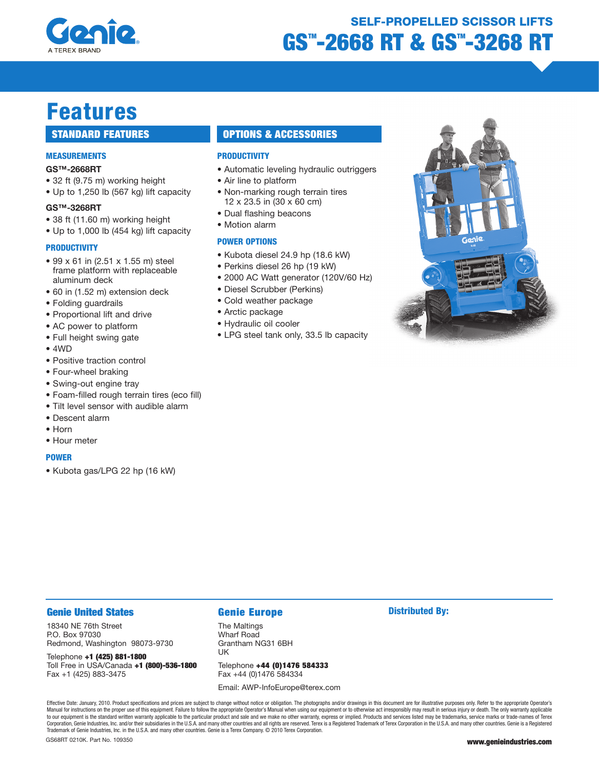SELF-PROPELLED SCISSOR LIFTS

# GS™-2668 RT & GS™-3268 RT

# Features

## STANDARD FEATURES

### MEASUREMENTS

**GS™-2668RT**

- 32 ft (9.75 m) working height
- Up to 1,250 lb (567 kg) lift capacity

**GS™-3268RT**

- 38 ft (11.60 m) working height
- Up to 1,000 lb (454 kg) lift capacity

### PRODUCTIVITY

- 99 x 61 in (2.51 x 1.55 m) steel frame platform with replaceable aluminum deck
- 60 in (1.52 m) extension deck
- Folding guardrails
- Proportional lift and drive
- AC power to platform
- Full height swing gate
- 4WD
- Positive traction control
- Four-wheel braking
- Swing-out engine tray
- Foam-filled rough terrain tires (eco fill)
- Tilt level sensor with audible alarm
- Descent alarm
- Horn
- Hour meter

### POWER

- Kubota gas/LPG 22 hp (16 kW)

## OPTIONS & ACCESSORIES

### PRODUCTIVITY

- Automatic leveling hydraulic outriggers
- Air line to platform
- Non-marking rough terrain tires 12 x 23.5 in (30 x 60 cm)
- Dual flashing beacons
- Motion alarm

### POWER OPTIONS

- Kubota diesel 24.9 hp (18.6 kW)
- Perkins diesel 26 hp (19 kW)
- 2000 AC Watt generator (120V/60 Hz)
- Diesel Scrubber (Perkins)
- Cold weather package
- Arctic package
- Hydraulic oil cooler
- LPG steel tank only, 33.5 lb capacity

## Genie United States

18340 NE 76th Street
P.O. Box 97030
Redmond, Washington 98073-9730

Telephone **+1 (425) 881-1800**
Toll Free in USA/Canada **+1 (800)-536-1800**
Fax +1 (425) 883-3475

## Genie Europe

The Maltings
Wharf Road
Grantham NG31 6BH
UK

Telephone **+44 (0)1476 584333**
Fax +44 (0)1476 584334

Email: AWP-InfoEurope@terex.com

## Distributed By:

Effective Date: January, 2010. Product specifications and prices are subject to change without notice or obligation. The photographs and/or drawings in this document are for illustrative purposes only. Refer to the appropriate Operator's Manual for instructions on the proper use of this equipment. Failure to follow the appropriate Operator's Manual when using our equipment or to otherwise act irresponsibly may result in serious injury or death. The only warranty applicable to our equipment is the standard written warranty applicable to the particular product and sale and we make no other warranty, express or implied. Products and services listed may be trademarks, service marks or trade-names of Terex Corporation, Genie Industries, Inc. and/or their subsidiaries in the U.S.A. and many other countries and all rights are reserved. Terex is a Registered Trademark of Terex Corporation in the U.S.A. and many other countries. Genie is a Registered Trademark of Genie Industries, Inc. in the U.S.A. and many other countries. Genie is a Terex Company. © 2010 Terex Corporation.

GS68RT 0210K. Part No. 109350

**www.genieindustries.com**